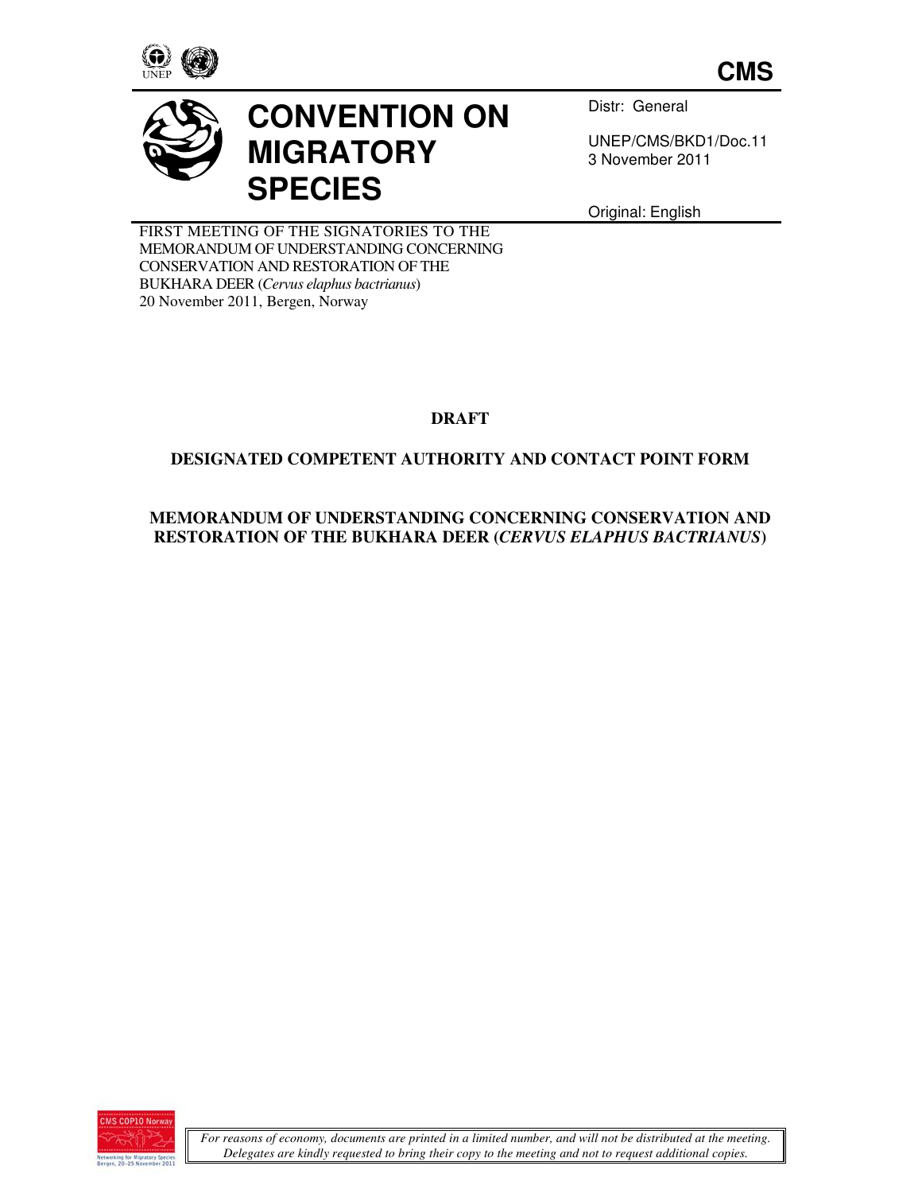CMS

# CONVENTION ON MIGRATORY SPECIES

Distr: General

UNEP/CMS/BKD1/Doc.11
3 November 2011

Original: English

FIRST MEETING OF THE SIGNATORIES TO THE MEMORANDUM OF UNDERSTANDING CONCERNING CONSERVATION AND RESTORATION OF THE BUKHARA DEER (*Cervus elaphus bactrianus*)
20 November 2011, Bergen, Norway

**DRAFT**

**DESIGNATED COMPETENT AUTHORITY AND CONTACT POINT FORM**

**MEMORANDUM OF UNDERSTANDING CONCERNING CONSERVATION AND RESTORATION OF THE BUKHARA DEER (*CERVUS ELAPHUS BACTRIANUS*)**

*For reasons of economy, documents are printed in a limited number, and will not be distributed at the meeting. Delegates are kindly requested to bring their copy to the meeting and not to request additional copies.*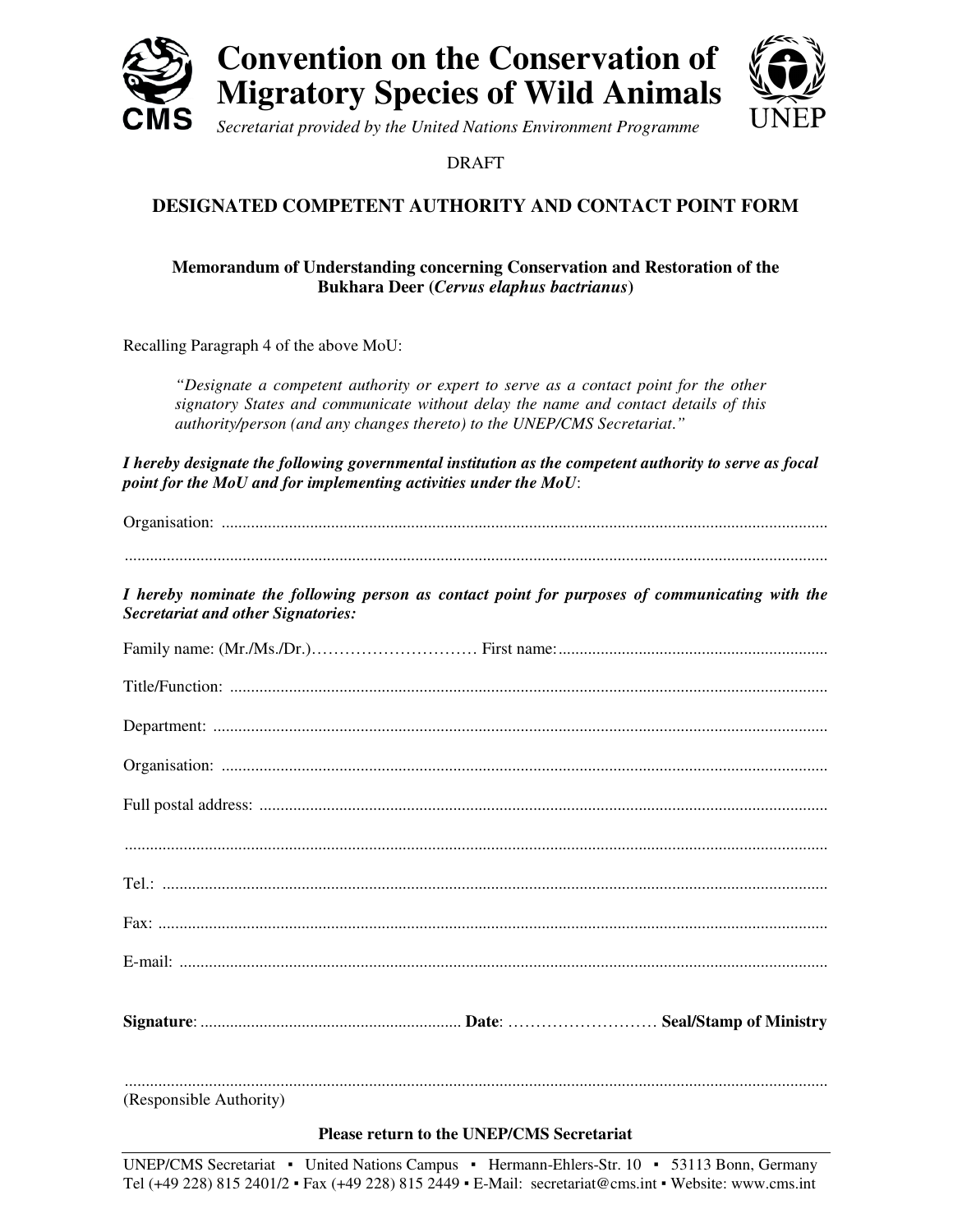# Convention on the Conservation of Migratory Species of Wild Animals

CMS

UNEP

*Secretariat provided by the United Nations Environment Programme*

DRAFT

## DESIGNATED COMPETENT AUTHORITY AND CONTACT POINT FORM

**Memorandum of Understanding concerning Conservation and Restoration of the Bukhara Deer (*Cervus elaphus bactrianus*)**

Recalling Paragraph 4 of the above MoU:

> *"Designate a competent authority or expert to serve as a contact point for the other signatory States and communicate without delay the name and contact details of this authority/person (and any changes thereto) to the UNEP/CMS Secretariat."*

***I hereby designate the following governmental institution as the competent authority to serve as focal point for the MoU and for implementing activities under the MoU*:**

Organisation: ..............................................................................................................................................

.......................................................................................................................................................................

***I hereby nominate the following person as contact point for purposes of communicating with the Secretariat and other Signatories:***

Family name: (Mr./Ms./Dr.)………………………… First name:................................................................

Title/Function: .............................................................................................................................................

Department: .................................................................................................................................................

Organisation: ...............................................................................................................................................

Full postal address: ......................................................................................................................................

.......................................................................................................................................................................

Tel.: ...............................................................................................................................................................

Fax: ...............................................................................................................................................................

E-mail: ..........................................................................................................................................................

**Signature**: .............................................................. **Date**: ……………………… **Seal/Stamp of Ministry**

.......................................................................................................................................................................

(Responsible Authority)

**Please return to the UNEP/CMS Secretariat**

UNEP/CMS Secretariat ▪ United Nations Campus ▪ Hermann-Ehlers-Str. 10 ▪ 53113 Bonn, Germany
Tel (+49 228) 815 2401/2 ▪ Fax (+49 228) 815 2449 ▪ E-Mail: secretariat@cms.int ▪ Website: www.cms.int